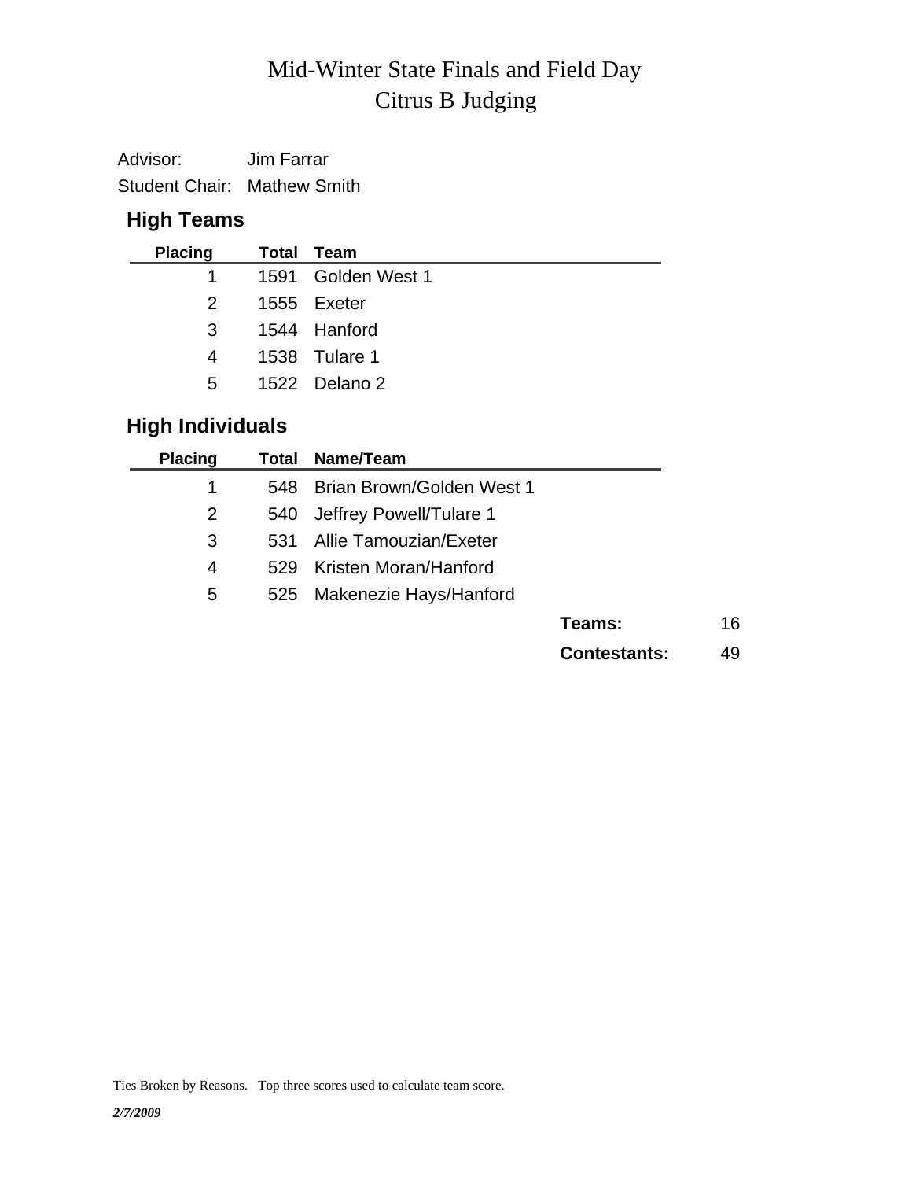# Mid-Winter State Finals and Field Day
# Citrus B Judging

Advisor: Jim Farrar

Student Chair: Mathew Smith

## High Teams

| Placing | Total | Team |
|---|---|---|
| 1 | 1591 | Golden West 1 |
| 2 | 1555 | Exeter |
| 3 | 1544 | Hanford |
| 4 | 1538 | Tulare 1 |
| 5 | 1522 | Delano 2 |

## High Individuals

| Placing | Total | Name/Team |
|---|---|---|
| 1 | 548 | Brian Brown/Golden West 1 |
| 2 | 540 | Jeffrey Powell/Tulare 1 |
| 3 | 531 | Allie Tamouzian/Exeter |
| 4 | 529 | Kristen Moran/Hanford |
| 5 | 525 | Makenezie Hays/Hanford |

**Teams:** 16

**Contestants:** 49

Ties Broken by Reasons. Top three scores used to calculate team score.

*2/7/2009*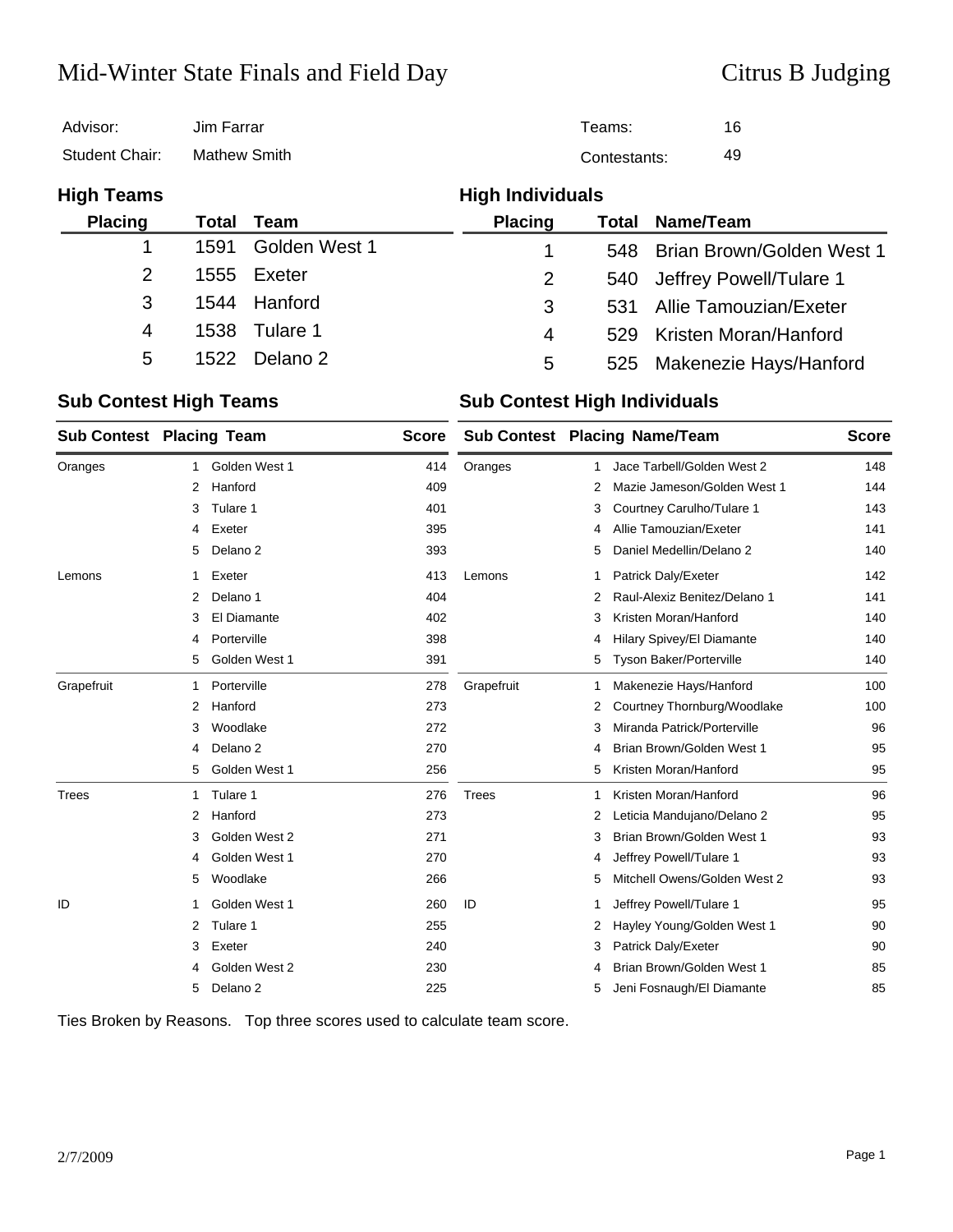# Mid-Winter State Finals and Field Day — Citrus B Judging

| | | | | |
|---|---|---|---|---|
| Advisor: | Jim Farrar | | Teams: | 16 |
| Student Chair: | Mathew Smith | | Contestants: | 49 |

## High Teams

| Placing | Total | Team |
|---|---|---|
| 1 | 1591 | Golden West 1 |
| 2 | 1555 | Exeter |
| 3 | 1544 | Hanford |
| 4 | 1538 | Tulare 1 |
| 5 | 1522 | Delano 2 |

## High Individuals

| Placing | Total | Name/Team |
|---|---|---|
| 1 | 548 | Brian Brown/Golden West 1 |
| 2 | 540 | Jeffrey Powell/Tulare 1 |
| 3 | 531 | Allie Tamouzian/Exeter |
| 4 | 529 | Kristen Moran/Hanford |
| 5 | 525 | Makenezie Hays/Hanford |

## Sub Contest High Teams

| Sub Contest | Placing | Team | Score |
|---|---|---|---|
| Oranges | 1 | Golden West 1 | 414 |
| | 2 | Hanford | 409 |
| | 3 | Tulare 1 | 401 |
| | 4 | Exeter | 395 |
| | 5 | Delano 2 | 393 |
| Lemons | 1 | Exeter | 413 |
| | 2 | Delano 1 | 404 |
| | 3 | El Diamante | 402 |
| | 4 | Porterville | 398 |
| | 5 | Golden West 1 | 391 |
| Grapefruit | 1 | Porterville | 278 |
| | 2 | Hanford | 273 |
| | 3 | Woodlake | 272 |
| | 4 | Delano 2 | 270 |
| | 5 | Golden West 1 | 256 |
| Trees | 1 | Tulare 1 | 276 |
| | 2 | Hanford | 273 |
| | 3 | Golden West 2 | 271 |
| | 4 | Golden West 1 | 270 |
| | 5 | Woodlake | 266 |
| ID | 1 | Golden West 1 | 260 |
| | 2 | Tulare 1 | 255 |
| | 3 | Exeter | 240 |
| | 4 | Golden West 2 | 230 |
| | 5 | Delano 2 | 225 |

## Sub Contest High Individuals

| Sub Contest | Placing | Name/Team | Score |
|---|---|---|---|
| Oranges | 1 | Jace Tarbell/Golden West 2 | 148 |
| | 2 | Mazie Jameson/Golden West 1 | 144 |
| | 3 | Courtney Carulho/Tulare 1 | 143 |
| | 4 | Allie Tamouzian/Exeter | 141 |
| | 5 | Daniel Medellin/Delano 2 | 140 |
| Lemons | 1 | Patrick Daly/Exeter | 142 |
| | 2 | Raul-Alexiz Benitez/Delano 1 | 141 |
| | 3 | Kristen Moran/Hanford | 140 |
| | 4 | Hilary Spivey/El Diamante | 140 |
| | 5 | Tyson Baker/Porterville | 140 |
| Grapefruit | 1 | Makenezie Hays/Hanford | 100 |
| | 2 | Courtney Thornburg/Woodlake | 100 |
| | 3 | Miranda Patrick/Porterville | 96 |
| | 4 | Brian Brown/Golden West 1 | 95 |
| | 5 | Kristen Moran/Hanford | 95 |
| Trees | 1 | Kristen Moran/Hanford | 96 |
| | 2 | Leticia Mandujano/Delano 2 | 95 |
| | 3 | Brian Brown/Golden West 1 | 93 |
| | 4 | Jeffrey Powell/Tulare 1 | 93 |
| | 5 | Mitchell Owens/Golden West 2 | 93 |
| ID | 1 | Jeffrey Powell/Tulare 1 | 95 |
| | 2 | Hayley Young/Golden West 1 | 90 |
| | 3 | Patrick Daly/Exeter | 90 |
| | 4 | Brian Brown/Golden West 1 | 85 |
| | 5 | Jeni Fosnaugh/El Diamante | 85 |

Ties Broken by Reasons. Top three scores used to calculate team score.

2/7/2009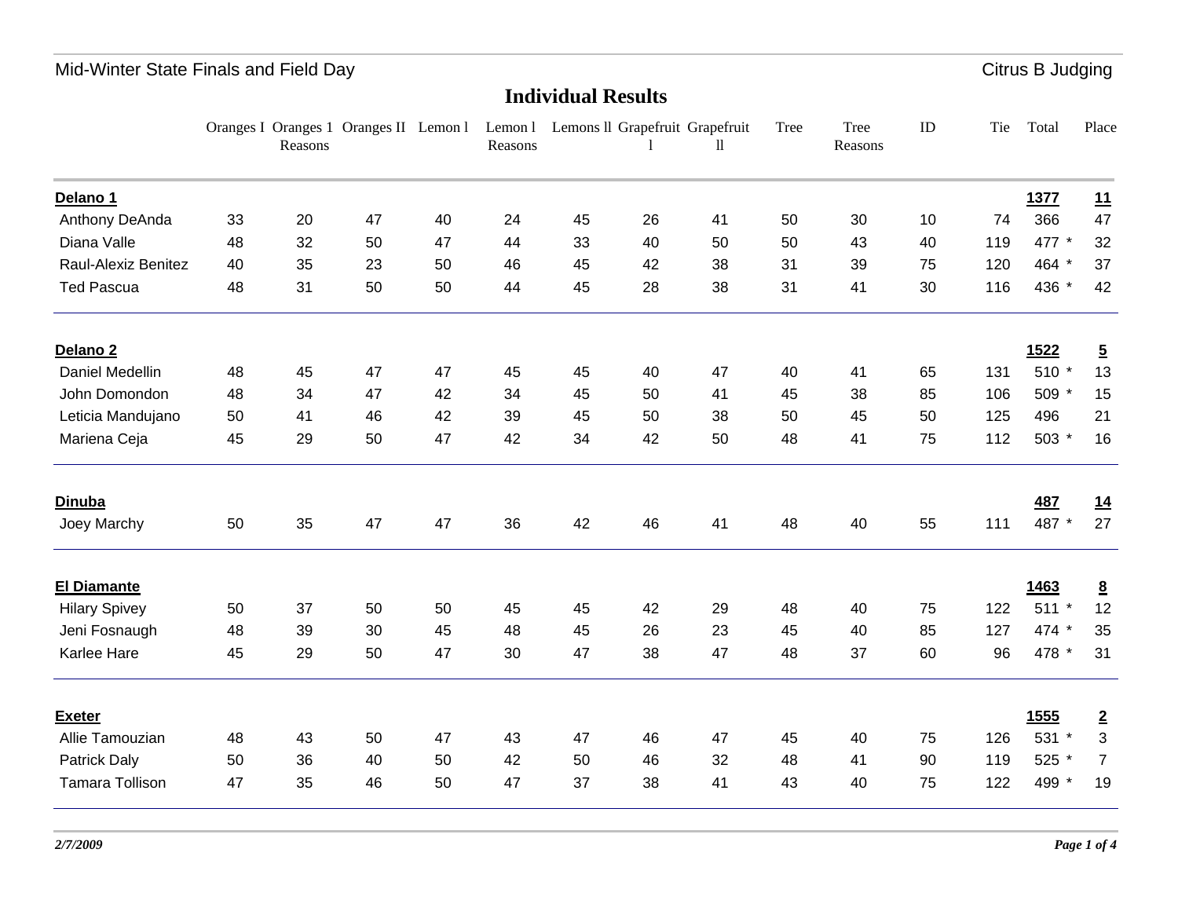Mid-Winter State Finals and Field Day

Citrus B Judging

## Individual Results

| | Oranges I | Oranges 1 Reasons | Oranges II | Lemon l | Lemon l Reasons | Lemons ll | Grapefruit l | Grapefruit ll | Tree | Tree Reasons | ID | Tie | Total | Place |
|---|---|---|---|---|---|---|---|---|---|---|---|---|---|---|
| **Delano 1** | | | | | | | | | | | | | **1377** | **11** |
| Anthony DeAnda | 33 | 20 | 47 | 40 | 24 | 45 | 26 | 41 | 50 | 30 | 10 | 74 | 366 | 47 |
| Diana Valle | 48 | 32 | 50 | 47 | 44 | 33 | 40 | 50 | 50 | 43 | 40 | 119 | 477 * | 32 |
| Raul-Alexiz Benitez | 40 | 35 | 23 | 50 | 46 | 45 | 42 | 38 | 31 | 39 | 75 | 120 | 464 * | 37 |
| Ted Pascua | 48 | 31 | 50 | 50 | 44 | 45 | 28 | 38 | 31 | 41 | 30 | 116 | 436 * | 42 |
| **Delano 2** | | | | | | | | | | | | | **1522** | **5** |
| Daniel Medellin | 48 | 45 | 47 | 47 | 45 | 45 | 40 | 47 | 40 | 41 | 65 | 131 | 510 * | 13 |
| John Domondon | 48 | 34 | 47 | 42 | 34 | 45 | 50 | 41 | 45 | 38 | 85 | 106 | 509 * | 15 |
| Leticia Mandujano | 50 | 41 | 46 | 42 | 39 | 45 | 50 | 38 | 50 | 45 | 50 | 125 | 496 | 21 |
| Mariena Ceja | 45 | 29 | 50 | 47 | 42 | 34 | 42 | 50 | 48 | 41 | 75 | 112 | 503 * | 16 |
| **Dinuba** | | | | | | | | | | | | | **487** | **14** |
| Joey Marchy | 50 | 35 | 47 | 47 | 36 | 42 | 46 | 41 | 48 | 40 | 55 | 111 | 487 * | 27 |
| **El Diamante** | | | | | | | | | | | | | **1463** | **8** |
| Hilary Spivey | 50 | 37 | 50 | 50 | 45 | 45 | 42 | 29 | 48 | 40 | 75 | 122 | 511 * | 12 |
| Jeni Fosnaugh | 48 | 39 | 30 | 45 | 48 | 45 | 26 | 23 | 45 | 40 | 85 | 127 | 474 * | 35 |
| Karlee Hare | 45 | 29 | 50 | 47 | 30 | 47 | 38 | 47 | 48 | 37 | 60 | 96 | 478 * | 31 |
| **Exeter** | | | | | | | | | | | | | **1555** | **2** |
| Allie Tamouzian | 48 | 43 | 50 | 47 | 43 | 47 | 46 | 47 | 45 | 40 | 75 | 126 | 531 * | 3 |
| Patrick Daly | 50 | 36 | 40 | 50 | 42 | 50 | 46 | 32 | 48 | 41 | 90 | 119 | 525 * | 7 |
| Tamara Tollison | 47 | 35 | 46 | 50 | 47 | 37 | 38 | 41 | 43 | 40 | 75 | 122 | 499 * | 19 |

*2/7/2009*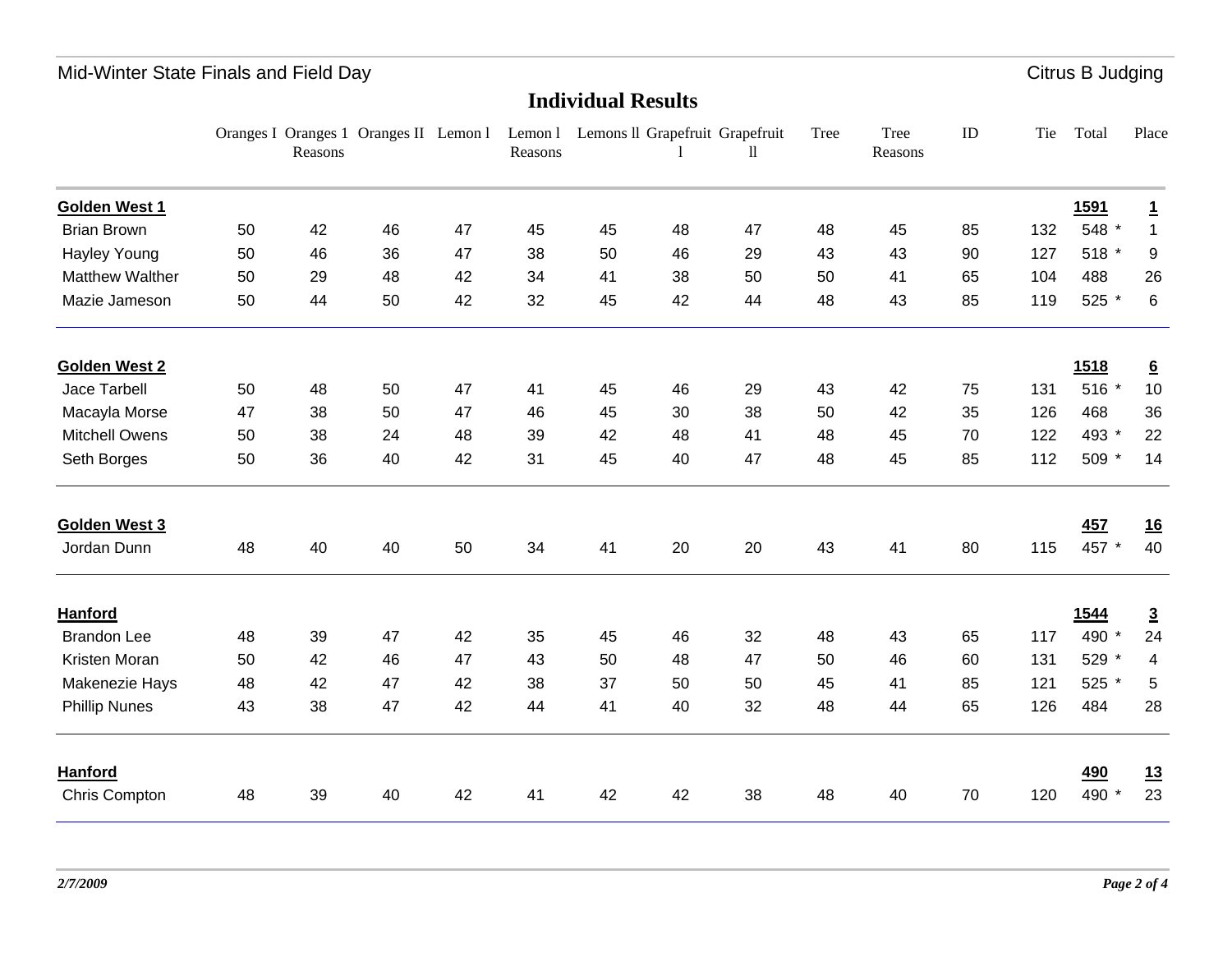Mid-Winter State Finals and Field Day

Citrus B Judging

# Individual Results

| | Oranges I | Oranges 1 Reasons | Oranges II | Lemon l | Lemon l Reasons | Lemons ll | Grapefruit l | Grapefruit ll | Tree | Tree Reasons | ID | Tie | Total | Place |
|---|---|---|---|---|---|---|---|---|---|---|---|---|---|---|
| **Golden West 1** | | | | | | | | | | | | | **1591** | **1** |
| Brian Brown | 50 | 42 | 46 | 47 | 45 | 45 | 48 | 47 | 48 | 45 | 85 | 132 | 548 * | 1 |
| Hayley Young | 50 | 46 | 36 | 47 | 38 | 50 | 46 | 29 | 43 | 43 | 90 | 127 | 518 * | 9 |
| Matthew Walther | 50 | 29 | 48 | 42 | 34 | 41 | 38 | 50 | 50 | 41 | 65 | 104 | 488 | 26 |
| Mazie Jameson | 50 | 44 | 50 | 42 | 32 | 45 | 42 | 44 | 48 | 43 | 85 | 119 | 525 * | 6 |
| **Golden West 2** | | | | | | | | | | | | | **1518** | **6** |
| Jace Tarbell | 50 | 48 | 50 | 47 | 41 | 45 | 46 | 29 | 43 | 42 | 75 | 131 | 516 * | 10 |
| Macayla Morse | 47 | 38 | 50 | 47 | 46 | 45 | 30 | 38 | 50 | 42 | 35 | 126 | 468 | 36 |
| Mitchell Owens | 50 | 38 | 24 | 48 | 39 | 42 | 48 | 41 | 48 | 45 | 70 | 122 | 493 * | 22 |
| Seth Borges | 50 | 36 | 40 | 42 | 31 | 45 | 40 | 47 | 48 | 45 | 85 | 112 | 509 * | 14 |
| **Golden West 3** | | | | | | | | | | | | | **457** | **16** |
| Jordan Dunn | 48 | 40 | 40 | 50 | 34 | 41 | 20 | 20 | 43 | 41 | 80 | 115 | 457 * | 40 |
| **Hanford** | | | | | | | | | | | | | **1544** | **3** |
| Brandon Lee | 48 | 39 | 47 | 42 | 35 | 45 | 46 | 32 | 48 | 43 | 65 | 117 | 490 * | 24 |
| Kristen Moran | 50 | 42 | 46 | 47 | 43 | 50 | 48 | 47 | 50 | 46 | 60 | 131 | 529 * | 4 |
| Makenezie Hays | 48 | 42 | 47 | 42 | 38 | 37 | 50 | 50 | 45 | 41 | 85 | 121 | 525 * | 5 |
| Phillip Nunes | 43 | 38 | 47 | 42 | 44 | 41 | 40 | 32 | 48 | 44 | 65 | 126 | 484 | 28 |
| **Hanford** | | | | | | | | | | | | | **490** | **13** |
| Chris Compton | 48 | 39 | 40 | 42 | 41 | 42 | 42 | 38 | 48 | 40 | 70 | 120 | 490 * | 23 |

*2/7/2009*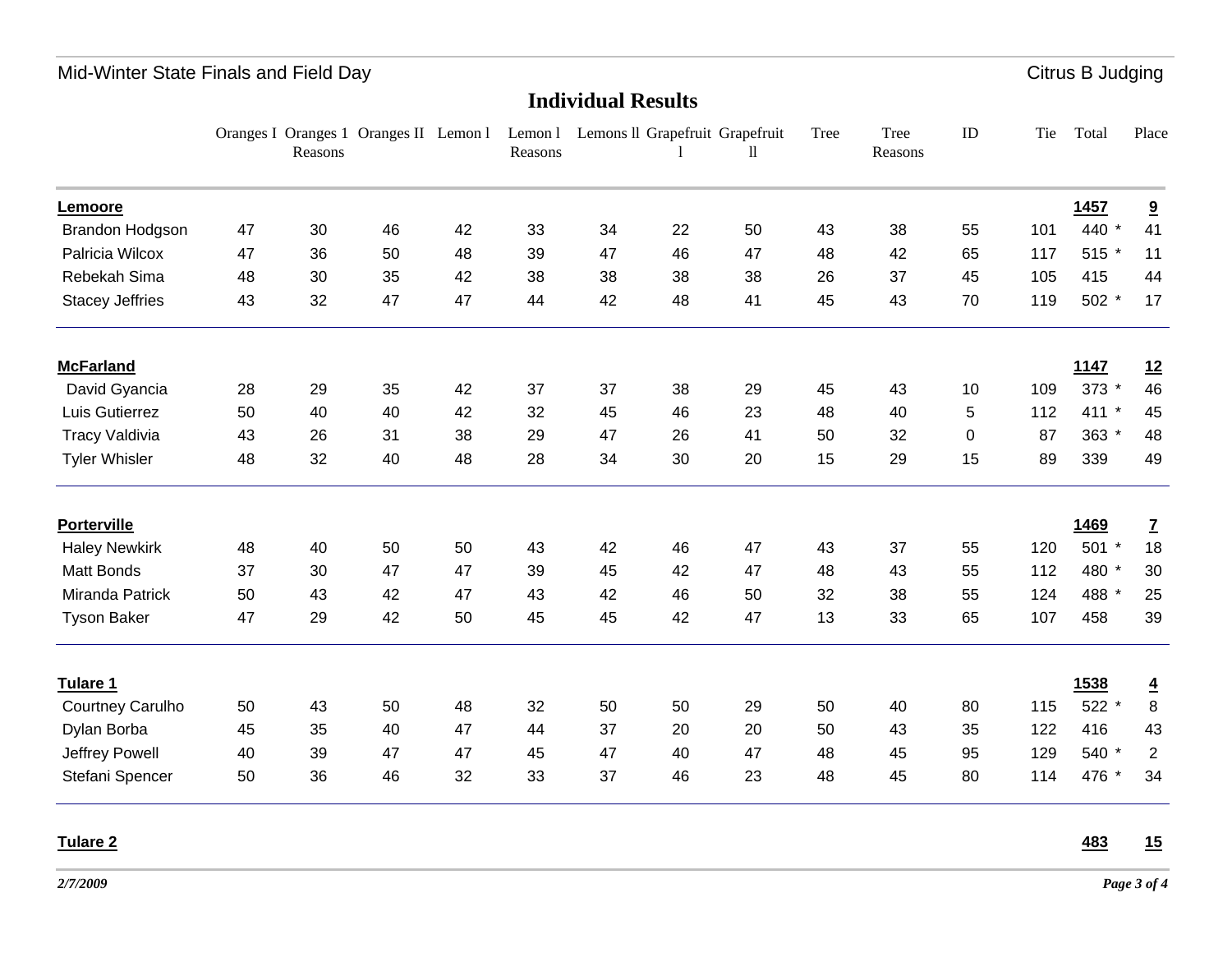Mid-Winter State Finals and Field Day — Citrus B Judging

## Individual Results

| | Oranges I | Oranges 1 Reasons | Oranges II | Lemon l | Lemon l Reasons | Lemons ll | Grapefruit l | Grapefruit ll | Tree | Tree Reasons | ID | Tie | Total | Place |
|---|---|---|---|---|---|---|---|---|---|---|---|---|---|---|
| **Lemoore** | | | | | | | | | | | | | **1457** | **9** |
| Brandon Hodgson | 47 | 30 | 46 | 42 | 33 | 34 | 22 | 50 | 43 | 38 | 55 | 101 | 440 * | 41 |
| Palricia Wilcox | 47 | 36 | 50 | 48 | 39 | 47 | 46 | 47 | 48 | 42 | 65 | 117 | 515 * | 11 |
| Rebekah Sima | 48 | 30 | 35 | 42 | 38 | 38 | 38 | 38 | 26 | 37 | 45 | 105 | 415 | 44 |
| Stacey Jeffries | 43 | 32 | 47 | 47 | 44 | 42 | 48 | 41 | 45 | 43 | 70 | 119 | 502 * | 17 |
| **McFarland** | | | | | | | | | | | | | **1147** | **12** |
| David Gyancia | 28 | 29 | 35 | 42 | 37 | 37 | 38 | 29 | 45 | 43 | 10 | 109 | 373 * | 46 |
| Luis Gutierrez | 50 | 40 | 40 | 42 | 32 | 45 | 46 | 23 | 48 | 40 | 5 | 112 | 411 * | 45 |
| Tracy Valdivia | 43 | 26 | 31 | 38 | 29 | 47 | 26 | 41 | 50 | 32 | 0 | 87 | 363 * | 48 |
| Tyler Whisler | 48 | 32 | 40 | 48 | 28 | 34 | 30 | 20 | 15 | 29 | 15 | 89 | 339 | 49 |
| **Porterville** | | | | | | | | | | | | | **1469** | **7** |
| Haley Newkirk | 48 | 40 | 50 | 50 | 43 | 42 | 46 | 47 | 43 | 37 | 55 | 120 | 501 * | 18 |
| Matt Bonds | 37 | 30 | 47 | 47 | 39 | 45 | 42 | 47 | 48 | 43 | 55 | 112 | 480 * | 30 |
| Miranda Patrick | 50 | 43 | 42 | 47 | 43 | 42 | 46 | 50 | 32 | 38 | 55 | 124 | 488 * | 25 |
| Tyson Baker | 47 | 29 | 42 | 50 | 45 | 45 | 42 | 47 | 13 | 33 | 65 | 107 | 458 | 39 |
| **Tulare 1** | | | | | | | | | | | | | **1538** | **4** |
| Courtney Carulho | 50 | 43 | 50 | 48 | 32 | 50 | 50 | 29 | 50 | 40 | 80 | 115 | 522 * | 8 |
| Dylan Borba | 45 | 35 | 40 | 47 | 44 | 37 | 20 | 20 | 50 | 43 | 35 | 122 | 416 | 43 |
| Jeffrey Powell | 40 | 39 | 47 | 47 | 45 | 47 | 40 | 47 | 48 | 45 | 95 | 129 | 540 * | 2 |
| Stefani Spencer | 50 | 36 | 46 | 32 | 33 | 37 | 46 | 23 | 48 | 45 | 80 | 114 | 476 * | 34 |
| **Tulare 2** | | | | | | | | | | | | | **483** | **15** |

*2/7/2009*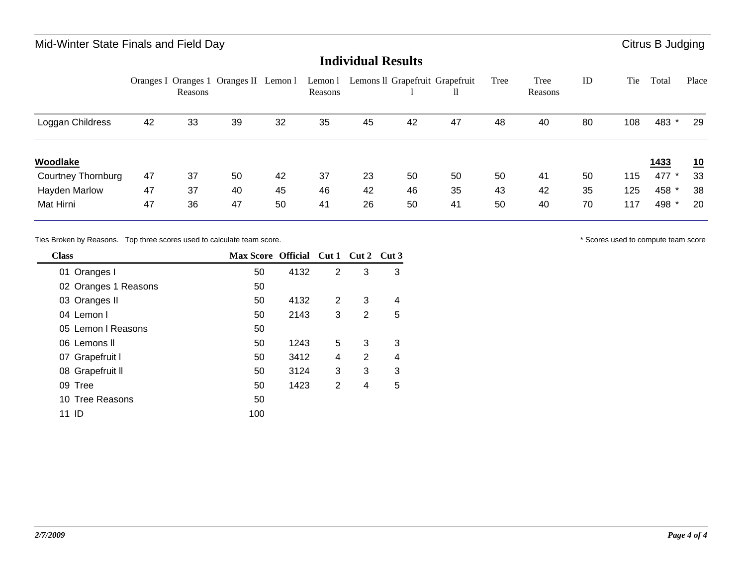Mid-Winter State Finals and Field Day — Citrus B Judging

## Individual Results

| | Oranges I | Oranges 1 Reasons | Oranges II | Lemon l | Lemon l Reasons | Lemons ll | Grapefruit l | Grapefruit ll | Tree | Tree Reasons | ID | Tie | Total | Place |
|---|---|---|---|---|---|---|---|---|---|---|---|---|---|---|
| Loggan Childress | 42 | 33 | 39 | 32 | 35 | 45 | 42 | 47 | 48 | 40 | 80 | 108 | 483 * | 29 |
| **Woodlake** | | | | | | | | | | | | | **1433** | **10** |
| Courtney Thornburg | 47 | 37 | 50 | 42 | 37 | 23 | 50 | 50 | 50 | 41 | 50 | 115 | 477 * | 33 |
| Hayden Marlow | 47 | 37 | 40 | 45 | 46 | 42 | 46 | 35 | 43 | 42 | 35 | 125 | 458 * | 38 |
| Mat Hirni | 47 | 36 | 47 | 50 | 41 | 26 | 50 | 41 | 50 | 40 | 70 | 117 | 498 * | 20 |

Ties Broken by Reasons. Top three scores used to calculate team score.

* Scores used to compute team score

| Class | Max Score | Official | Cut 1 | Cut 2 | Cut 3 |
|---|---|---|---|---|---|
| 01 Oranges I | 50 | 4132 | 2 | 3 | 3 |
| 02 Oranges 1 Reasons | 50 | | | | |
| 03 Oranges II | 50 | 4132 | 2 | 3 | 4 |
| 04 Lemon l | 50 | 2143 | 3 | 2 | 5 |
| 05 Lemon l Reasons | 50 | | | | |
| 06 Lemons ll | 50 | 1243 | 5 | 3 | 3 |
| 07 Grapefruit l | 50 | 3412 | 4 | 2 | 4 |
| 08 Grapefruit ll | 50 | 3124 | 3 | 3 | 3 |
| 09 Tree | 50 | 1423 | 2 | 4 | 5 |
| 10 Tree Reasons | 50 | | | | |
| 11 ID | 100 | | | | |

*2/7/2009*